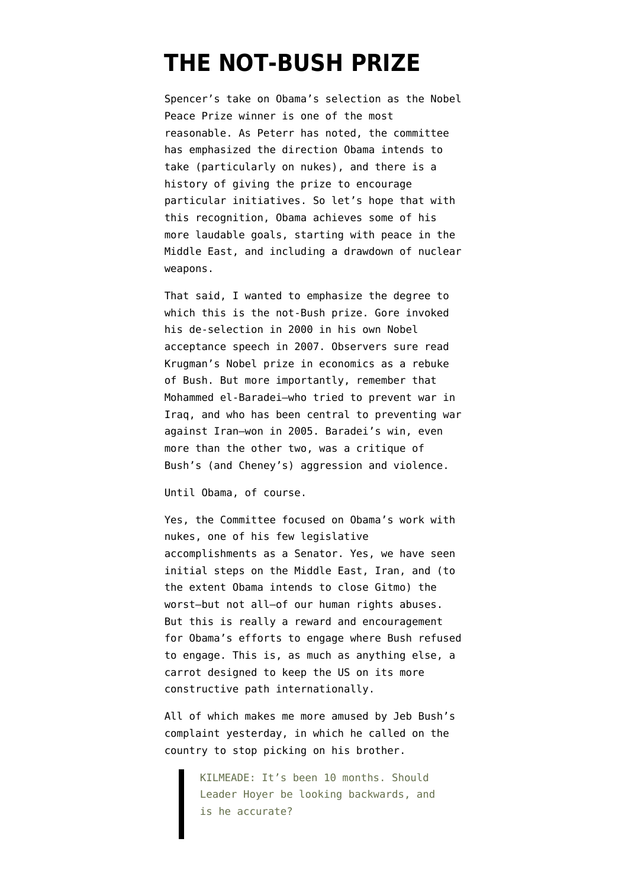# THE NOT-BUSH PRIZE

Spencer's take on Obama's selection as the Nobel Peace Prize winner is one of the most reasonable. As Peterr has noted, the committee has emphasized the direction Obama intends to take (particularly on nukes), and there is a history of giving the prize to encourage particular initiatives. So let's hope that with this recognition, Obama achieves some of his more laudable goals, starting with peace in the Middle East, and including a drawdown of nuclear weapons.

That said, I wanted to emphasize the degree to which this is the not-Bush prize. Gore invoked his de-selection in 2000 in his own Nobel acceptance speech in 2007. Observers sure read Krugman's Nobel prize in economics as a rebuke of Bush. But more importantly, remember that Mohammed el-Baradei—who tried to prevent war in Iraq, and who has been central to preventing war against Iran—won in 2005. Baradei's win, even more than the other two, was a critique of Bush's (and Cheney's) aggression and violence.

Until Obama, of course.

Yes, the Committee focused on Obama's work with nukes, one of his few legislative accomplishments as a Senator. Yes, we have seen initial steps on the Middle East, Iran, and (to the extent Obama intends to close Gitmo) the worst—but not all—of our human rights abuses. But this is really a reward and encouragement for Obama's efforts to engage where Bush refused to engage. This is, as much as anything else, a carrot designed to keep the US on its more constructive path internationally.

All of which makes me more amused by Jeb Bush's complaint yesterday, in which he called on the country to stop picking on his brother.

> KILMEADE: It's been 10 months. Should Leader Hoyer be looking backwards, and is he accurate?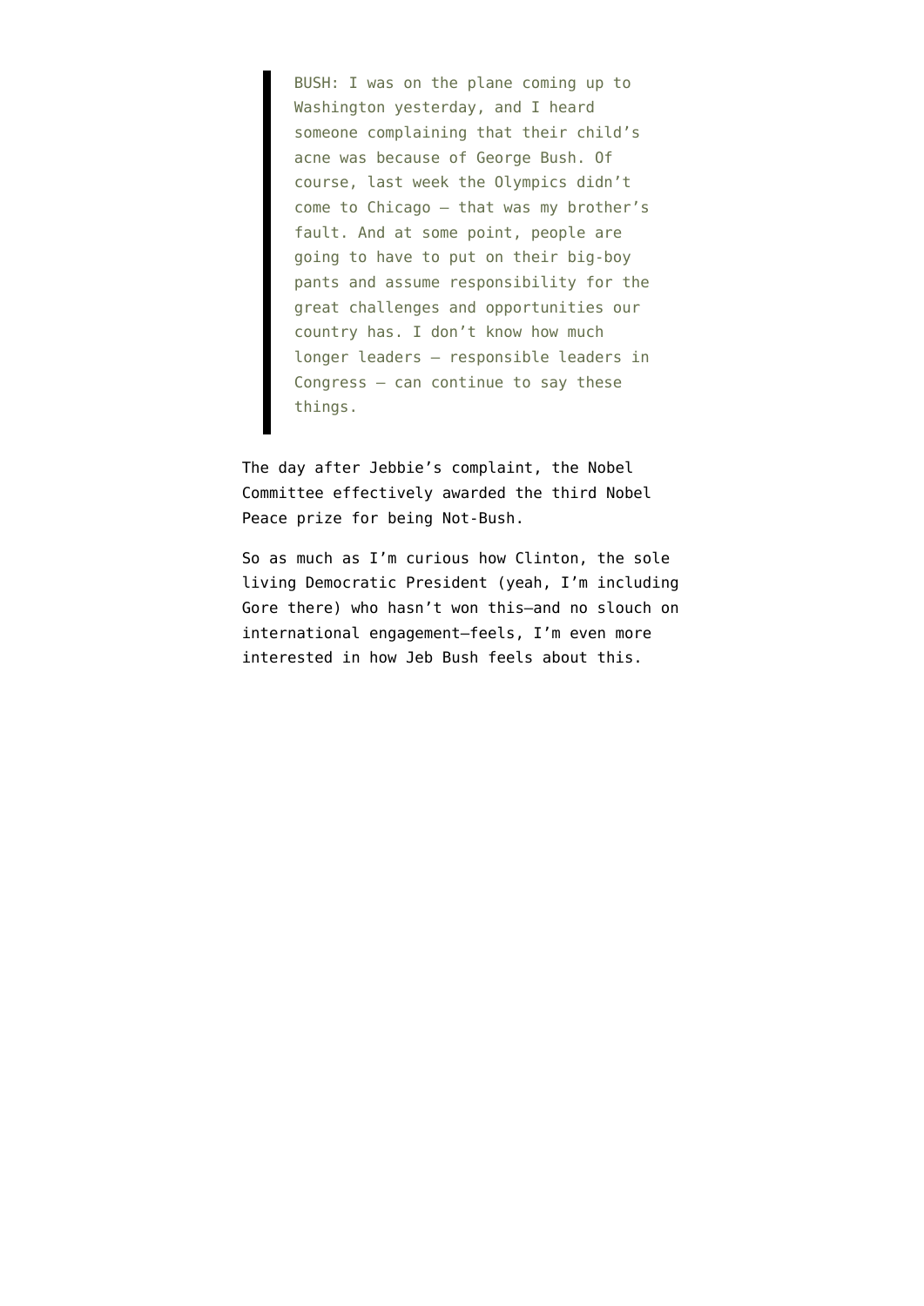> BUSH: I was on the plane coming up to Washington yesterday, and I heard someone complaining that their child's acne was because of George Bush. Of course, last week the Olympics didn't come to Chicago — that was my brother's fault. And at some point, people are going to have to put on their big-boy pants and assume responsibility for the great challenges and opportunities our country has. I don't know how much longer leaders — responsible leaders in Congress — can continue to say these things.

The day after Jebbie's complaint, the Nobel Committee effectively awarded the third Nobel Peace prize for being Not-Bush.

So as much as I'm curious how Clinton, the sole living Democratic President (yeah, I'm including Gore there) who hasn't won this—and no slouch on international engagement—feels, I'm even more interested in how Jeb Bush feels about this.